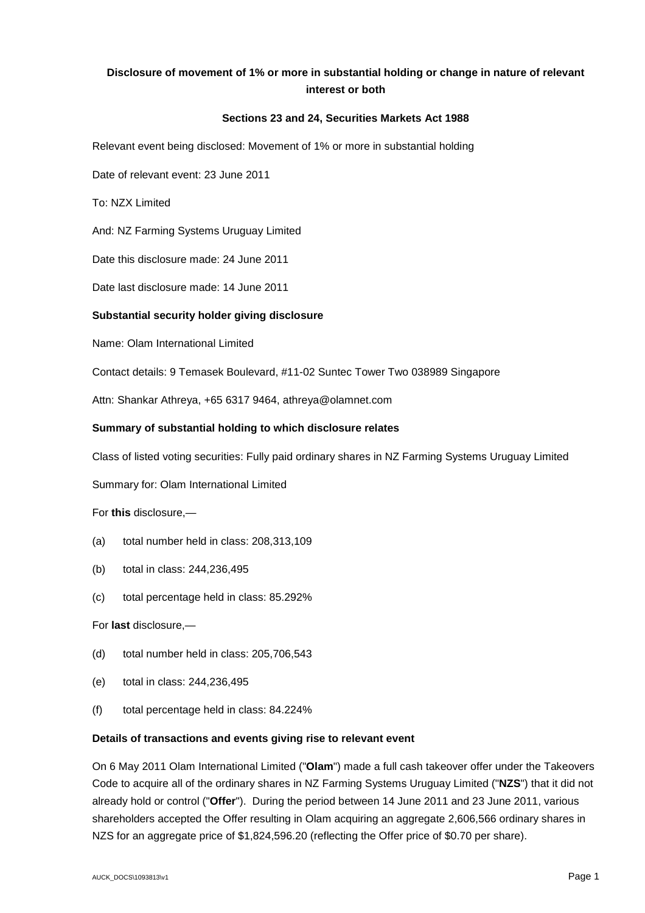**Disclosure of movement of 1% or more in substantial holding or change in nature of relevant interest or both**

**Sections 23 and 24, Securities Markets Act 1988**

Relevant event being disclosed: Movement of 1% or more in substantial holding

Date of relevant event: 23 June 2011

To: NZX Limited

And: NZ Farming Systems Uruguay Limited

Date this disclosure made: 24 June 2011

Date last disclosure made: 14 June 2011

**Substantial security holder giving disclosure**

Name: Olam International Limited

Contact details: 9 Temasek Boulevard, #11-02 Suntec Tower Two 038989 Singapore

Attn: Shankar Athreya, +65 6317 9464, athreya@olamnet.com

**Summary of substantial holding to which disclosure relates**

Class of listed voting securities: Fully paid ordinary shares in NZ Farming Systems Uruguay Limited

Summary for: Olam International Limited

For **this** disclosure,—

(a) total number held in class: 208,313,109

(b) total in class: 244,236,495

(c) total percentage held in class: 85.292%

For **last** disclosure,—

(d) total number held in class: 205,706,543

(e) total in class: 244,236,495

(f) total percentage held in class: 84.224%

**Details of transactions and events giving rise to relevant event**

On 6 May 2011 Olam International Limited ("**Olam**") made a full cash takeover offer under the Takeovers Code to acquire all of the ordinary shares in NZ Farming Systems Uruguay Limited ("**NZS**") that it did not already hold or control ("**Offer**"). During the period between 14 June 2011 and 23 June 2011, various shareholders accepted the Offer resulting in Olam acquiring an aggregate 2,606,566 ordinary shares in NZS for an aggregate price of $1,824,596.20 (reflecting the Offer price of $0.70 per share).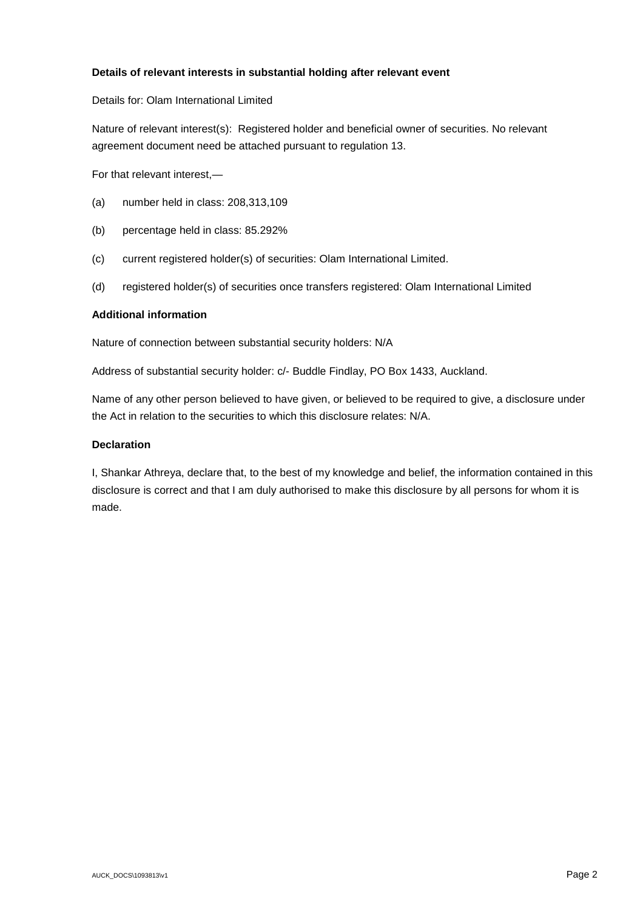**Details of relevant interests in substantial holding after relevant event**

Details for: Olam International Limited

Nature of relevant interest(s): Registered holder and beneficial owner of securities. No relevant agreement document need be attached pursuant to regulation 13.

For that relevant interest,—

(a) number held in class: 208,313,109

(b) percentage held in class: 85.292%

(c) current registered holder(s) of securities: Olam International Limited.

(d) registered holder(s) of securities once transfers registered: Olam International Limited

**Additional information**

Nature of connection between substantial security holders: N/A

Address of substantial security holder: c/- Buddle Findlay, PO Box 1433, Auckland.

Name of any other person believed to have given, or believed to be required to give, a disclosure under the Act in relation to the securities to which this disclosure relates: N/A.

**Declaration**

I, Shankar Athreya, declare that, to the best of my knowledge and belief, the information contained in this disclosure is correct and that I am duly authorised to make this disclosure by all persons for whom it is made.

AUCK_DOCS\1093813\v1